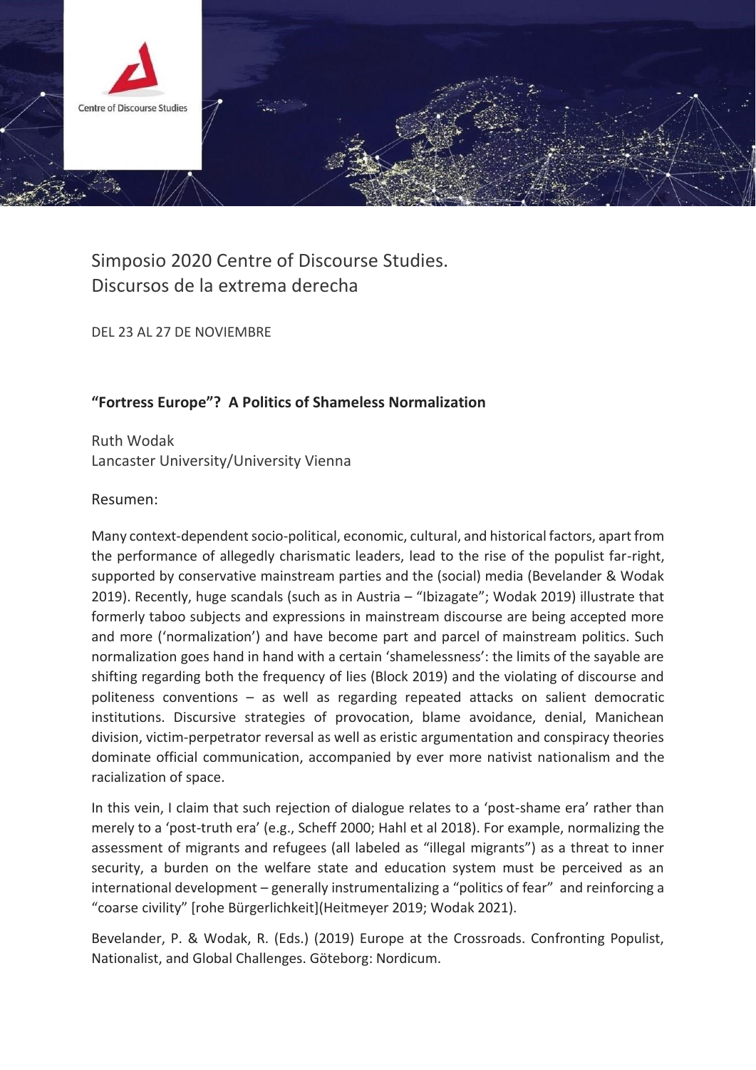Simposio 2020 Centre of Discourse Studies.
Discursos de la extrema derecha

DEL 23 AL 27 DE NOVIEMBRE

**“Fortress Europe”? A Politics of Shameless Normalization**

Ruth Wodak
Lancaster University/University Vienna

Resumen:

Many context-dependent socio-political, economic, cultural, and historical factors, apart from the performance of allegedly charismatic leaders, lead to the rise of the populist far-right, supported by conservative mainstream parties and the (social) media (Bevelander & Wodak 2019). Recently, huge scandals (such as in Austria – “Ibizagate”; Wodak 2019) illustrate that formerly taboo subjects and expressions in mainstream discourse are being accepted more and more (‘normalization’) and have become part and parcel of mainstream politics. Such normalization goes hand in hand with a certain ‘shamelessness’: the limits of the sayable are shifting regarding both the frequency of lies (Block 2019) and the violating of discourse and politeness conventions – as well as regarding repeated attacks on salient democratic institutions. Discursive strategies of provocation, blame avoidance, denial, Manichean division, victim-perpetrator reversal as well as eristic argumentation and conspiracy theories dominate official communication, accompanied by ever more nativist nationalism and the racialization of space.

In this vein, I claim that such rejection of dialogue relates to a ‘post-shame era’ rather than merely to a ‘post-truth era’ (e.g., Scheff 2000; Hahl et al 2018). For example, normalizing the assessment of migrants and refugees (all labeled as “illegal migrants”) as a threat to inner security, a burden on the welfare state and education system must be perceived as an international development – generally instrumentalizing a “politics of fear” and reinforcing a “coarse civility” [rohe Bürgerlichkeit](Heitmeyer 2019; Wodak 2021).

Bevelander, P. & Wodak, R. (Eds.) (2019) Europe at the Crossroads. Confronting Populist, Nationalist, and Global Challenges. Göteborg: Nordicum.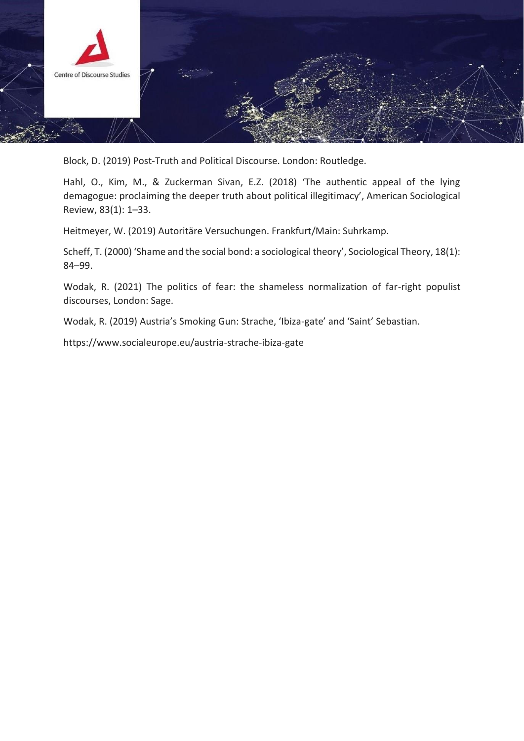Block, D. (2019) Post-Truth and Political Discourse. London: Routledge.

Hahl, O., Kim, M., & Zuckerman Sivan, E.Z. (2018) 'The authentic appeal of the lying demagogue: proclaiming the deeper truth about political illegitimacy', American Sociological Review, 83(1): 1–33.

Heitmeyer, W. (2019) Autoritäre Versuchungen. Frankfurt/Main: Suhrkamp.

Scheff, T. (2000) 'Shame and the social bond: a sociological theory', Sociological Theory, 18(1): 84–99.

Wodak, R. (2021) The politics of fear: the shameless normalization of far-right populist discourses, London: Sage.

Wodak, R. (2019) Austria's Smoking Gun: Strache, 'Ibiza-gate' and 'Saint' Sebastian.

https://www.socialeurope.eu/austria-strache-ibiza-gate